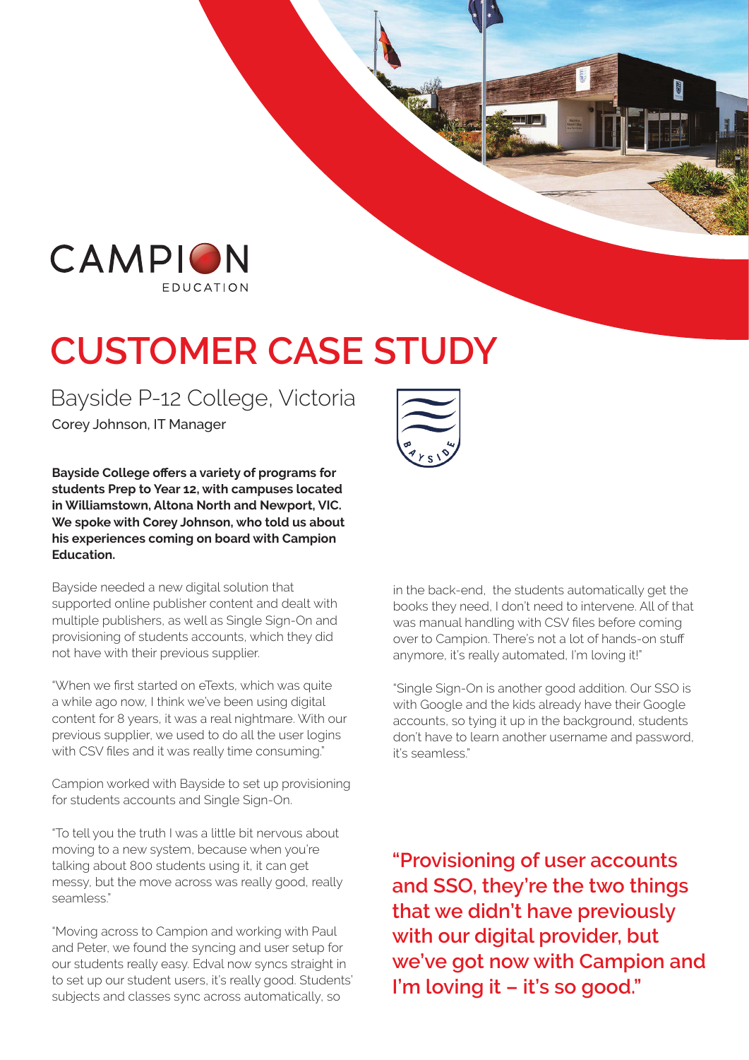CAMPION EDUCATION

# CUSTOMER CASE STUDY

## Bayside P-12 College, Victoria

Corey Johnson, IT Manager

**Bayside College offers a variety of programs for students Prep to Year 12, with campuses located in Williamstown, Altona North and Newport, VIC. We spoke with Corey Johnson, who told us about his experiences coming on board with Campion Education.**

Bayside needed a new digital solution that supported online publisher content and dealt with multiple publishers, as well as Single Sign-On and provisioning of students accounts, which they did not have with their previous supplier.

"When we first started on eTexts, which was quite a while ago now, I think we've been using digital content for 8 years, it was a real nightmare. With our previous supplier, we used to do all the user logins with CSV files and it was really time consuming."

Campion worked with Bayside to set up provisioning for students accounts and Single Sign-On.

"To tell you the truth I was a little bit nervous about moving to a new system, because when you're talking about 800 students using it, it can get messy, but the move across was really good, really seamless."

"Moving across to Campion and working with Paul and Peter, we found the syncing and user setup for our students really easy. Edval now syncs straight in to set up our student users, it's really good. Students' subjects and classes sync across automatically, so in the back-end, the students automatically get the books they need, I don't need to intervene. All of that was manual handling with CSV files before coming over to Campion. There's not a lot of hands-on stuff anymore, it's really automated, I'm loving it!"

"Single Sign-On is another good addition. Our SSO is with Google and the kids already have their Google accounts, so tying it up in the background, students don't have to learn another username and password, it's seamless."

**"Provisioning of user accounts and SSO, they're the two things that we didn't have previously with our digital provider, but we've got now with Campion and I'm loving it – it's so good."**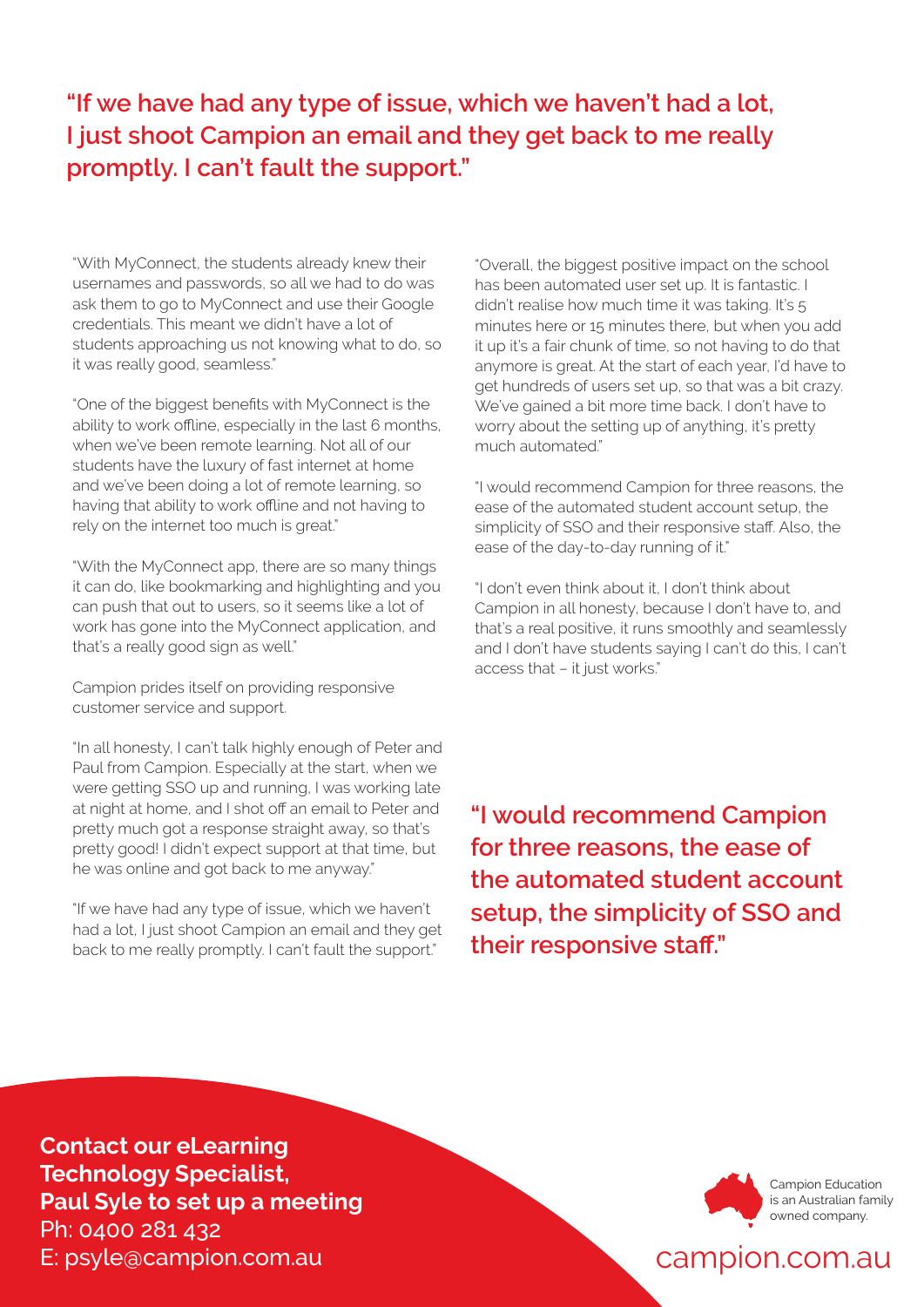**"If we have had any type of issue, which we haven't had a lot, I just shoot Campion an email and they get back to me really promptly. I can't fault the support."**

"With MyConnect, the students already knew their usernames and passwords, so all we had to do was ask them to go to MyConnect and use their Google credentials. This meant we didn't have a lot of students approaching us not knowing what to do, so it was really good, seamless."

"One of the biggest benefits with MyConnect is the ability to work offline, especially in the last 6 months, when we've been remote learning. Not all of our students have the luxury of fast internet at home and we've been doing a lot of remote learning, so having that ability to work offline and not having to rely on the internet too much is great."

"With the MyConnect app, there are so many things it can do, like bookmarking and highlighting and you can push that out to users, so it seems like a lot of work has gone into the MyConnect application, and that's a really good sign as well."

Campion prides itself on providing responsive customer service and support.

"In all honesty, I can't talk highly enough of Peter and Paul from Campion. Especially at the start, when we were getting SSO up and running, I was working late at night at home, and I shot off an email to Peter and pretty much got a response straight away, so that's pretty good! I didn't expect support at that time, but he was online and got back to me anyway."

"If we have had any type of issue, which we haven't had a lot, I just shoot Campion an email and they get back to me really promptly. I can't fault the support."

"Overall, the biggest positive impact on the school has been automated user set up. It is fantastic. I didn't realise how much time it was taking. It's 5 minutes here or 15 minutes there, but when you add it up it's a fair chunk of time, so not having to do that anymore is great. At the start of each year, I'd have to get hundreds of users set up, so that was a bit crazy. We've gained a bit more time back. I don't have to worry about the setting up of anything, it's pretty much automated."

"I would recommend Campion for three reasons, the ease of the automated student account setup, the simplicity of SSO and their responsive staff. Also, the ease of the day-to-day running of it."

"I don't even think about it, I don't think about Campion in all honesty, because I don't have to, and that's a real positive, it runs smoothly and seamlessly and I don't have students saying I can't do this, I can't access that – it just works."

**"I would recommend Campion for three reasons, the ease of the automated student account setup, the simplicity of SSO and their responsive staff."**

**Contact our eLearning Technology Specialist, Paul Syle to set up a meeting**
Ph: 0400 281 432
E: psyle@campion.com.au

Campion Education is an Australian family owned company.

campion.com.au